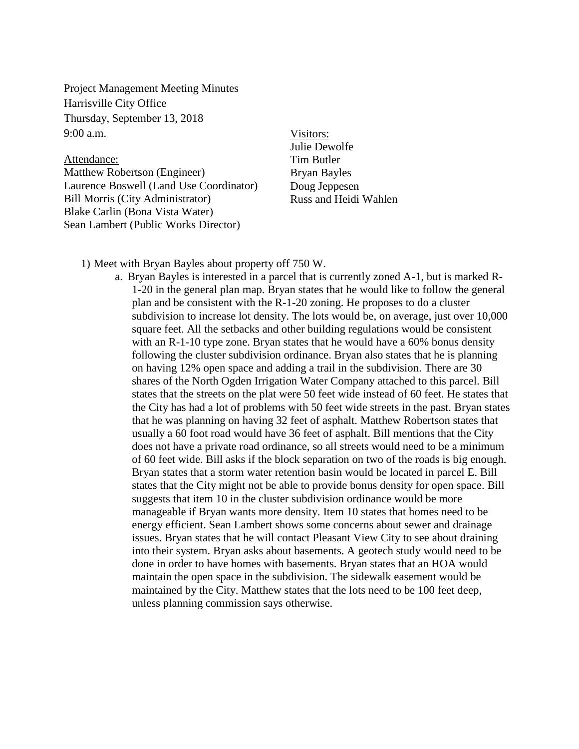Project Management Meeting Minutes
Harrisville City Office
Thursday, September 13, 2018
9:00 a.m.

Attendance:
Matthew Robertson (Engineer)
Laurence Boswell (Land Use Coordinator)
Bill Morris (City Administrator)
Blake Carlin (Bona Vista Water)
Sean Lambert (Public Works Director)

Visitors:
Julie Dewolfe
Tim Butler
Bryan Bayles
Doug Jeppesen
Russ and Heidi Wahlen

1) Meet with Bryan Bayles about property off 750 W.
   a. Bryan Bayles is interested in a parcel that is currently zoned A-1, but is marked R-1-20 in the general plan map. Bryan states that he would like to follow the general plan and be consistent with the R-1-20 zoning. He proposes to do a cluster subdivision to increase lot density. The lots would be, on average, just over 10,000 square feet. All the setbacks and other building regulations would be consistent with an R-1-10 type zone. Bryan states that he would have a 60% bonus density following the cluster subdivision ordinance. Bryan also states that he is planning on having 12% open space and adding a trail in the subdivision. There are 30 shares of the North Ogden Irrigation Water Company attached to this parcel. Bill states that the streets on the plat were 50 feet wide instead of 60 feet. He states that the City has had a lot of problems with 50 feet wide streets in the past. Bryan states that he was planning on having 32 feet of asphalt. Matthew Robertson states that usually a 60 foot road would have 36 feet of asphalt. Bill mentions that the City does not have a private road ordinance, so all streets would need to be a minimum of 60 feet wide. Bill asks if the block separation on two of the roads is big enough. Bryan states that a storm water retention basin would be located in parcel E. Bill states that the City might not be able to provide bonus density for open space. Bill suggests that item 10 in the cluster subdivision ordinance would be more manageable if Bryan wants more density. Item 10 states that homes need to be energy efficient. Sean Lambert shows some concerns about sewer and drainage issues. Bryan states that he will contact Pleasant View City to see about draining into their system. Bryan asks about basements. A geotech study would need to be done in order to have homes with basements. Bryan states that an HOA would maintain the open space in the subdivision. The sidewalk easement would be maintained by the City. Matthew states that the lots need to be 100 feet deep, unless planning commission says otherwise.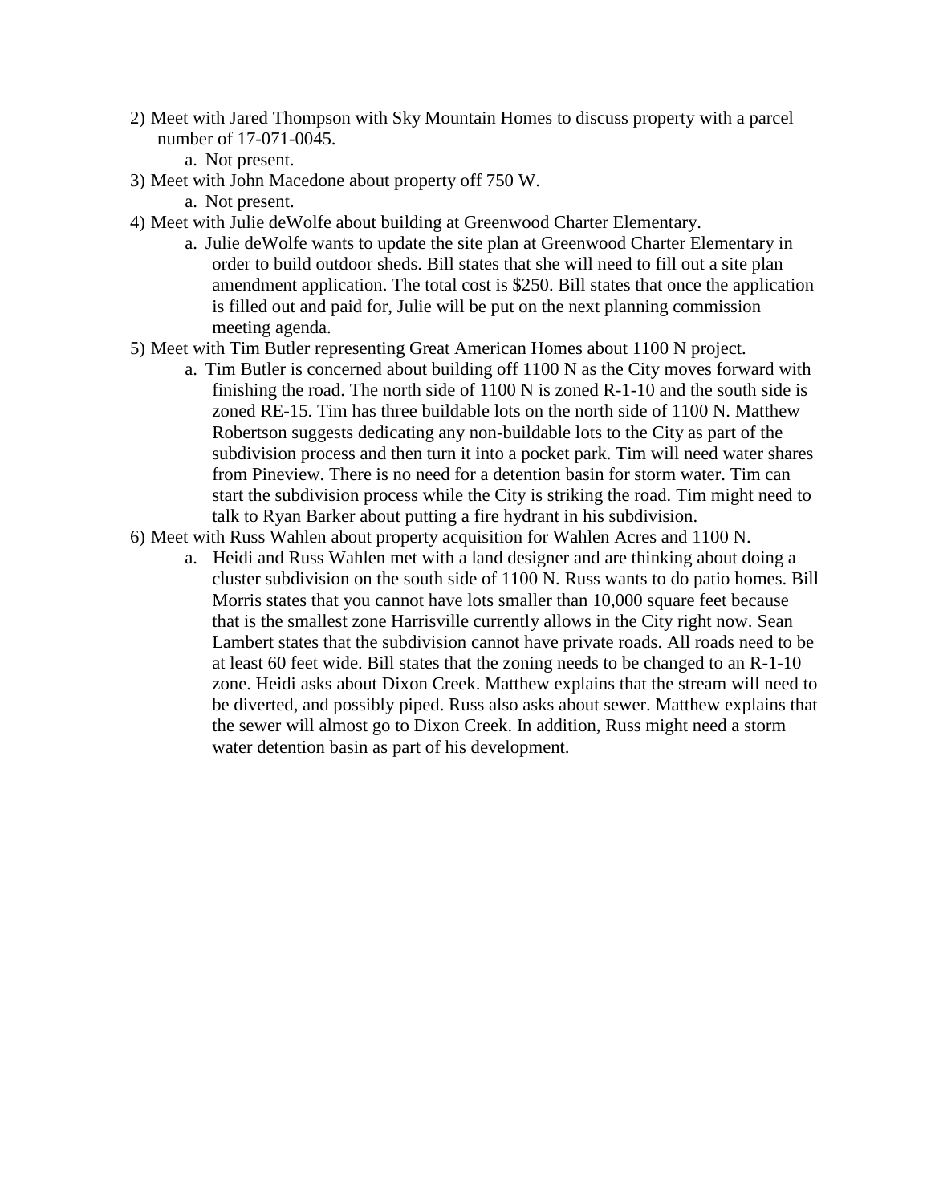2) Meet with Jared Thompson with Sky Mountain Homes to discuss property with a parcel number of 17-071-0045.
    a. Not present.
3) Meet with John Macedone about property off 750 W.
    a. Not present.
4) Meet with Julie deWolfe about building at Greenwood Charter Elementary.
    a. Julie deWolfe wants to update the site plan at Greenwood Charter Elementary in order to build outdoor sheds. Bill states that she will need to fill out a site plan amendment application. The total cost is $250. Bill states that once the application is filled out and paid for, Julie will be put on the next planning commission meeting agenda.
5) Meet with Tim Butler representing Great American Homes about 1100 N project.
    a. Tim Butler is concerned about building off 1100 N as the City moves forward with finishing the road. The north side of 1100 N is zoned R-1-10 and the south side is zoned RE-15. Tim has three buildable lots on the north side of 1100 N. Matthew Robertson suggests dedicating any non-buildable lots to the City as part of the subdivision process and then turn it into a pocket park. Tim will need water shares from Pineview. There is no need for a detention basin for storm water. Tim can start the subdivision process while the City is striking the road. Tim might need to talk to Ryan Barker about putting a fire hydrant in his subdivision.
6) Meet with Russ Wahlen about property acquisition for Wahlen Acres and 1100 N.
    a. Heidi and Russ Wahlen met with a land designer and are thinking about doing a cluster subdivision on the south side of 1100 N. Russ wants to do patio homes. Bill Morris states that you cannot have lots smaller than 10,000 square feet because that is the smallest zone Harrisville currently allows in the City right now. Sean Lambert states that the subdivision cannot have private roads. All roads need to be at least 60 feet wide. Bill states that the zoning needs to be changed to an R-1-10 zone. Heidi asks about Dixon Creek. Matthew explains that the stream will need to be diverted, and possibly piped. Russ also asks about sewer. Matthew explains that the sewer will almost go to Dixon Creek. In addition, Russ might need a storm water detention basin as part of his development.